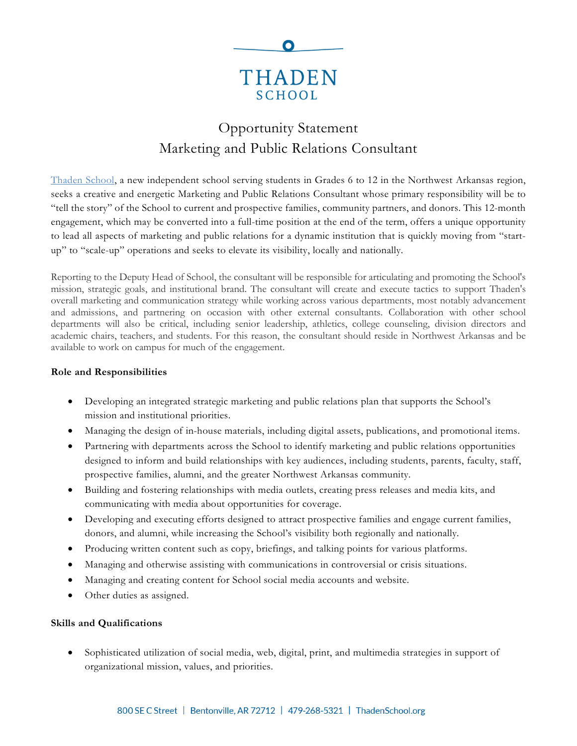# THADEN SCHOOL

## Opportunity Statement
## Marketing and Public Relations Consultant

Thaden School, a new independent school serving students in Grades 6 to 12 in the Northwest Arkansas region, seeks a creative and energetic Marketing and Public Relations Consultant whose primary responsibility will be to "tell the story" of the School to current and prospective families, community partners, and donors. This 12-month engagement, which may be converted into a full-time position at the end of the term, offers a unique opportunity to lead all aspects of marketing and public relations for a dynamic institution that is quickly moving from "start-up" to "scale-up" operations and seeks to elevate its visibility, locally and nationally.

Reporting to the Deputy Head of School, the consultant will be responsible for articulating and promoting the School's mission, strategic goals, and institutional brand. The consultant will create and execute tactics to support Thaden's overall marketing and communication strategy while working across various departments, most notably advancement and admissions, and partnering on occasion with other external consultants. Collaboration with other school departments will also be critical, including senior leadership, athletics, college counseling, division directors and academic chairs, teachers, and students. For this reason, the consultant should reside in Northwest Arkansas and be available to work on campus for much of the engagement.

**Role and Responsibilities**

- Developing an integrated strategic marketing and public relations plan that supports the School's mission and institutional priorities.
- Managing the design of in-house materials, including digital assets, publications, and promotional items.
- Partnering with departments across the School to identify marketing and public relations opportunities designed to inform and build relationships with key audiences, including students, parents, faculty, staff, prospective families, alumni, and the greater Northwest Arkansas community.
- Building and fostering relationships with media outlets, creating press releases and media kits, and communicating with media about opportunities for coverage.
- Developing and executing efforts designed to attract prospective families and engage current families, donors, and alumni, while increasing the School's visibility both regionally and nationally.
- Producing written content such as copy, briefings, and talking points for various platforms.
- Managing and otherwise assisting with communications in controversial or crisis situations.
- Managing and creating content for School social media accounts and website.
- Other duties as assigned.

**Skills and Qualifications**

- Sophisticated utilization of social media, web, digital, print, and multimedia strategies in support of organizational mission, values, and priorities.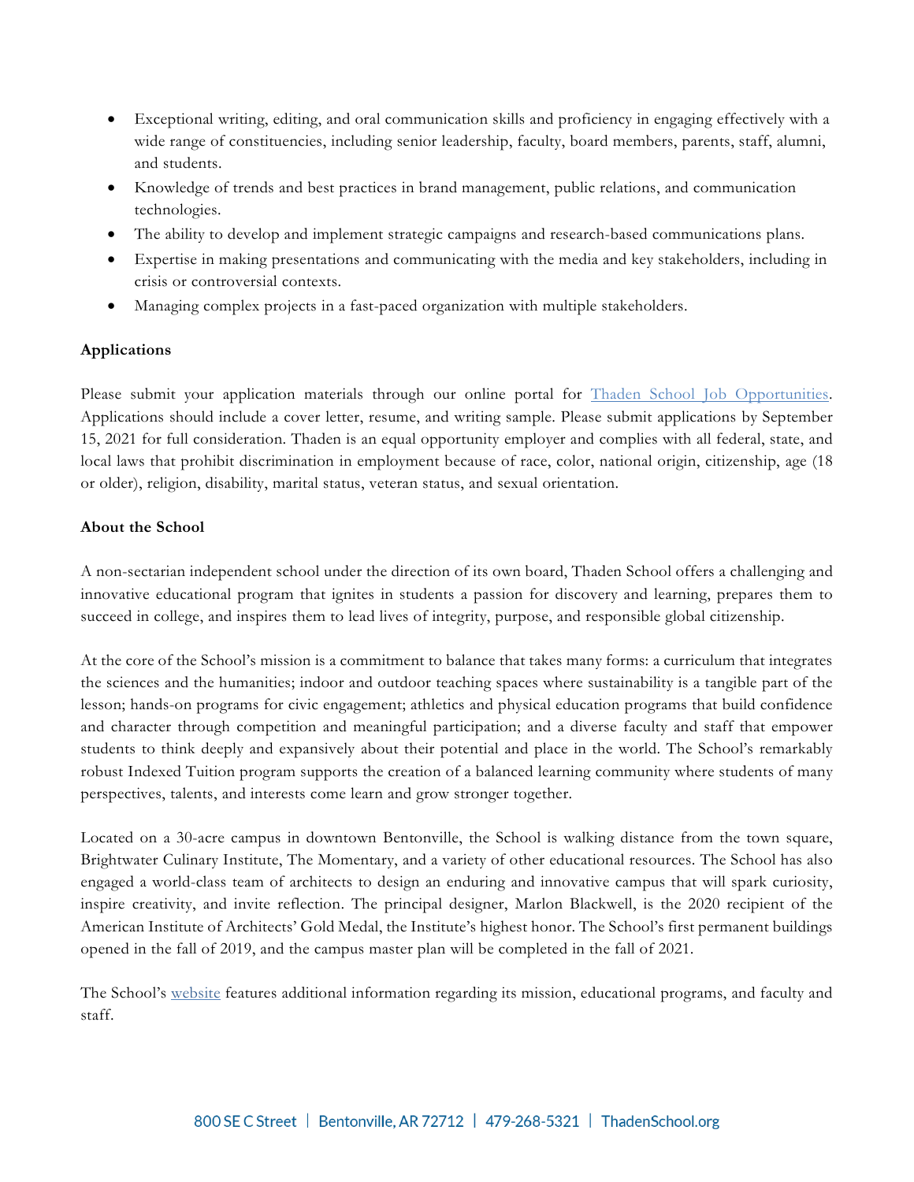- Exceptional writing, editing, and oral communication skills and proficiency in engaging effectively with a wide range of constituencies, including senior leadership, faculty, board members, parents, staff, alumni, and students.
- Knowledge of trends and best practices in brand management, public relations, and communication technologies.
- The ability to develop and implement strategic campaigns and research-based communications plans.
- Expertise in making presentations and communicating with the media and key stakeholders, including in crisis or controversial contexts.
- Managing complex projects in a fast-paced organization with multiple stakeholders.

**Applications**

Please submit your application materials through our online portal for Thaden School Job Opportunities. Applications should include a cover letter, resume, and writing sample. Please submit applications by September 15, 2021 for full consideration. Thaden is an equal opportunity employer and complies with all federal, state, and local laws that prohibit discrimination in employment because of race, color, national origin, citizenship, age (18 or older), religion, disability, marital status, veteran status, and sexual orientation.

**About the School**

A non-sectarian independent school under the direction of its own board, Thaden School offers a challenging and innovative educational program that ignites in students a passion for discovery and learning, prepares them to succeed in college, and inspires them to lead lives of integrity, purpose, and responsible global citizenship.

At the core of the School's mission is a commitment to balance that takes many forms: a curriculum that integrates the sciences and the humanities; indoor and outdoor teaching spaces where sustainability is a tangible part of the lesson; hands-on programs for civic engagement; athletics and physical education programs that build confidence and character through competition and meaningful participation; and a diverse faculty and staff that empower students to think deeply and expansively about their potential and place in the world. The School's remarkably robust Indexed Tuition program supports the creation of a balanced learning community where students of many perspectives, talents, and interests come learn and grow stronger together.

Located on a 30-acre campus in downtown Bentonville, the School is walking distance from the town square, Brightwater Culinary Institute, The Momentary, and a variety of other educational resources. The School has also engaged a world-class team of architects to design an enduring and innovative campus that will spark curiosity, inspire creativity, and invite reflection. The principal designer, Marlon Blackwell, is the 2020 recipient of the American Institute of Architects' Gold Medal, the Institute's highest honor. The School's first permanent buildings opened in the fall of 2019, and the campus master plan will be completed in the fall of 2021.

The School's website features additional information regarding its mission, educational programs, and faculty and staff.

800 SE C Street | Bentonville, AR 72712 | 479-268-5321 | ThadenSchool.org